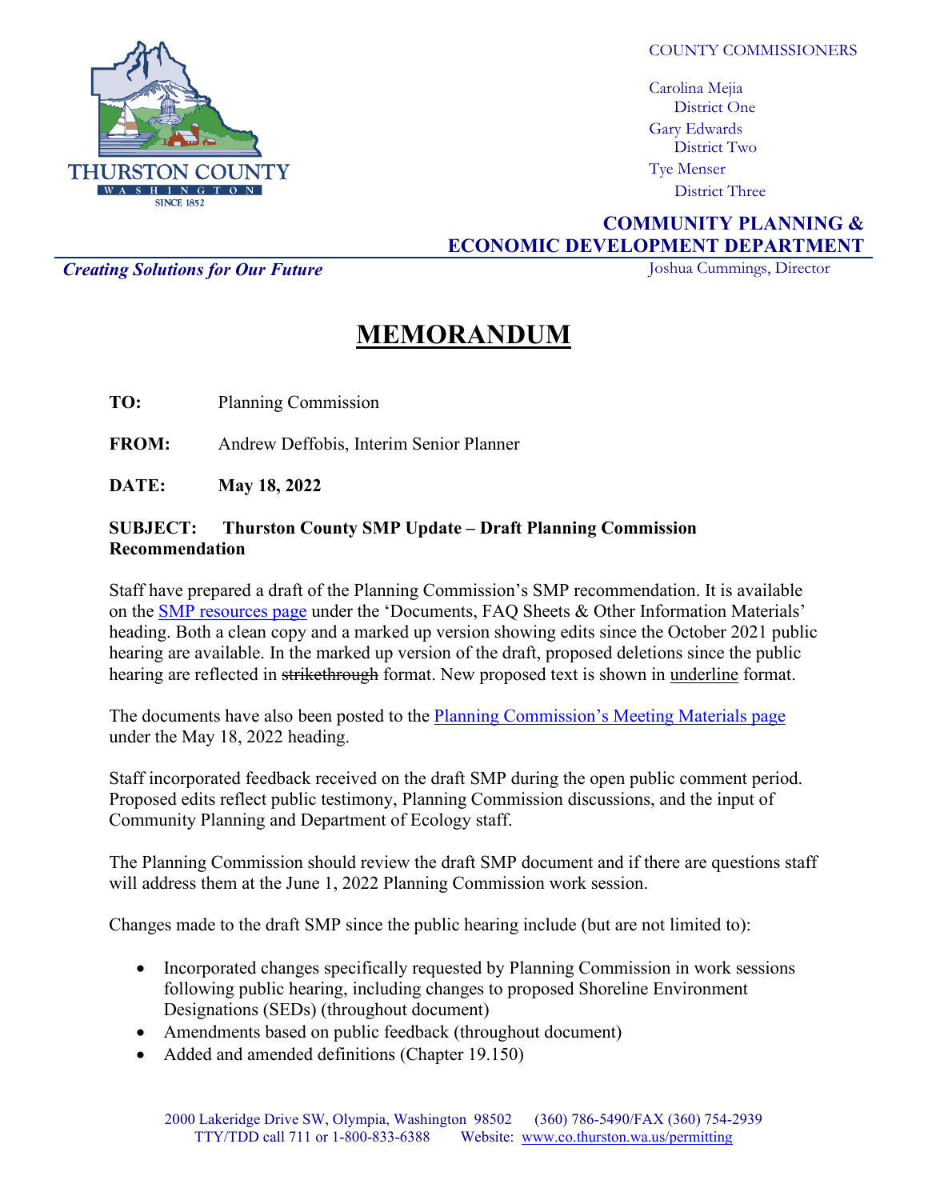THURSTON COUNTY
WASHINGTON
SINCE 1852

COUNTY COMMISSIONERS

Carolina Mejia
District One
Gary Edwards
District Two
Tye Menser
District Three

**COMMUNITY PLANNING & ECONOMIC DEVELOPMENT DEPARTMENT**

*Creating Solutions for Our Future*

Joshua Cummings, Director

# MEMORANDUM

**TO:** Planning Commission

**FROM:** Andrew Deffobis, Interim Senior Planner

**DATE:** **May 18, 2022**

**SUBJECT: Thurston County SMP Update – Draft Planning Commission Recommendation**

Staff have prepared a draft of the Planning Commission's SMP recommendation. It is available on the SMP resources page under the 'Documents, FAQ Sheets & Other Information Materials' heading. Both a clean copy and a marked up version showing edits since the October 2021 public hearing are available. In the marked up version of the draft, proposed deletions since the public hearing are reflected in ~~strikethrough~~ format. New proposed text is shown in <u>underline</u> format.

The documents have also been posted to the Planning Commission's Meeting Materials page under the May 18, 2022 heading.

Staff incorporated feedback received on the draft SMP during the open public comment period. Proposed edits reflect public testimony, Planning Commission discussions, and the input of Community Planning and Department of Ecology staff.

The Planning Commission should review the draft SMP document and if there are questions staff will address them at the June 1, 2022 Planning Commission work session.

Changes made to the draft SMP since the public hearing include (but are not limited to):

- Incorporated changes specifically requested by Planning Commission in work sessions following public hearing, including changes to proposed Shoreline Environment Designations (SEDs) (throughout document)
- Amendments based on public feedback (throughout document)
- Added and amended definitions (Chapter 19.150)

2000 Lakeridge Drive SW, Olympia, Washington 98502 (360) 786-5490/FAX (360) 754-2939
TTY/TDD call 711 or 1-800-833-6388 Website: www.co.thurston.wa.us/permitting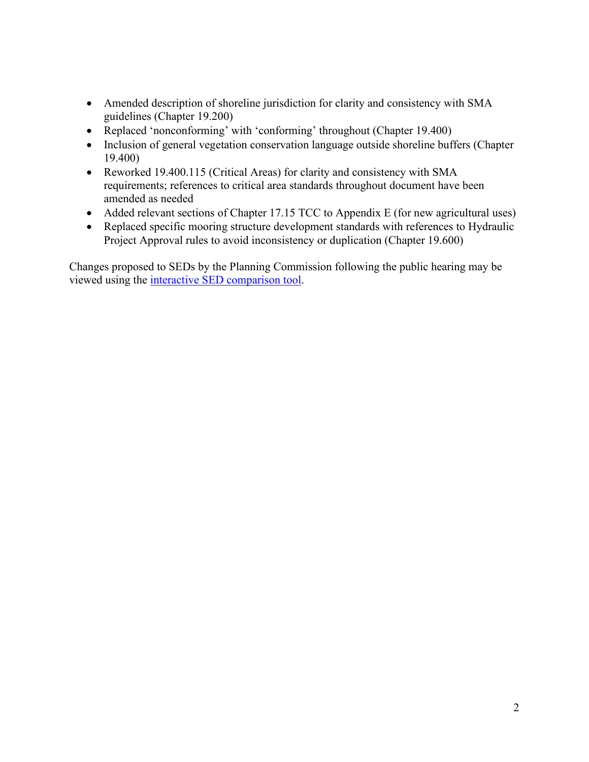- Amended description of shoreline jurisdiction for clarity and consistency with SMA guidelines (Chapter 19.200)
- Replaced 'nonconforming' with 'conforming' throughout (Chapter 19.400)
- Inclusion of general vegetation conservation language outside shoreline buffers (Chapter 19.400)
- Reworked 19.400.115 (Critical Areas) for clarity and consistency with SMA requirements; references to critical area standards throughout document have been amended as needed
- Added relevant sections of Chapter 17.15 TCC to Appendix E (for new agricultural uses)
- Replaced specific mooring structure development standards with references to Hydraulic Project Approval rules to avoid inconsistency or duplication (Chapter 19.600)

Changes proposed to SEDs by the Planning Commission following the public hearing may be viewed using the interactive SED comparison tool.